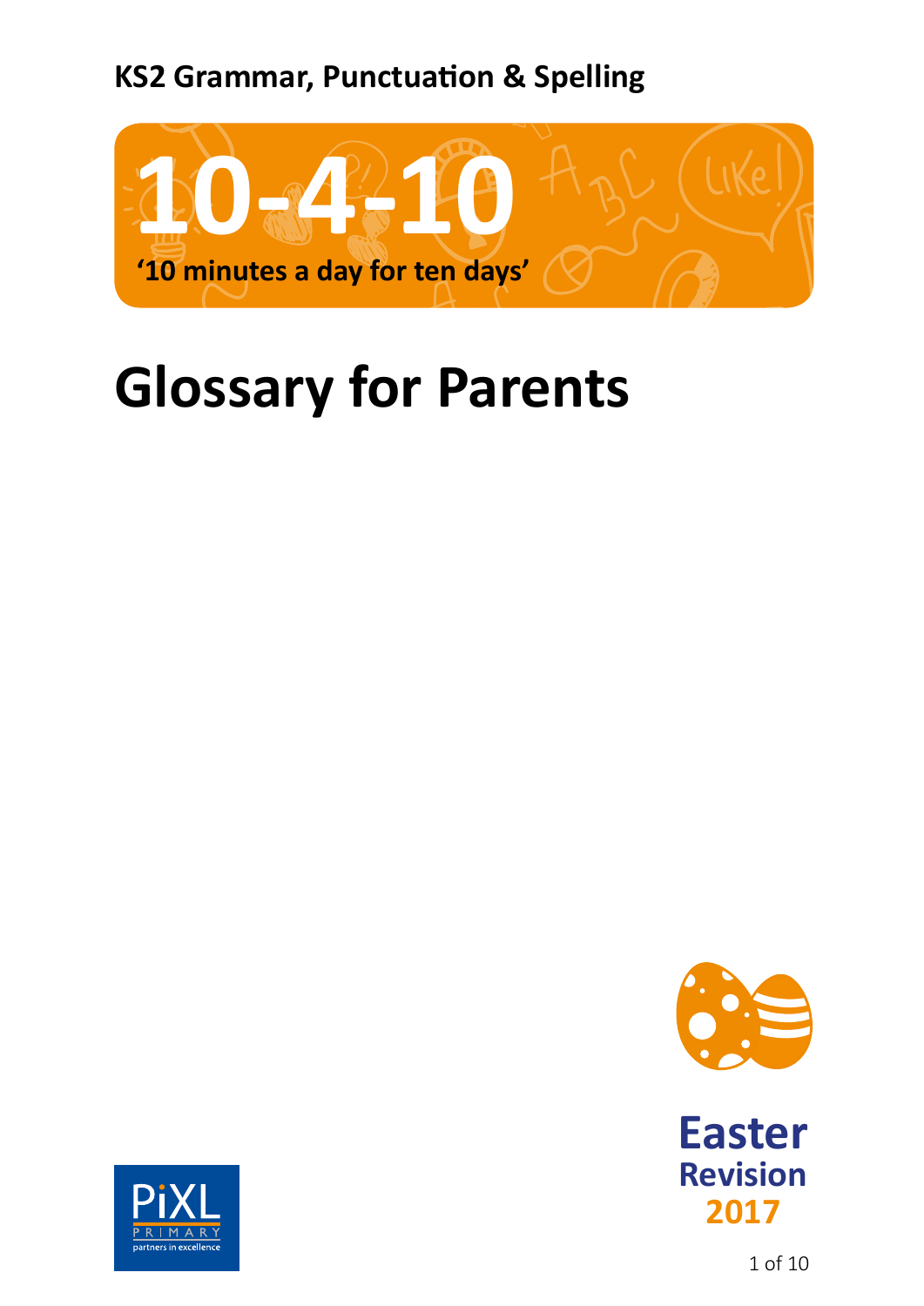**KS2 Grammar, Punctuation & Spelling**

# 10-4-10

**'10 minutes a day for ten days'**

# Glossary for Parents

**Easter Revision 2017**

PiXL PRIMARY partners in excellence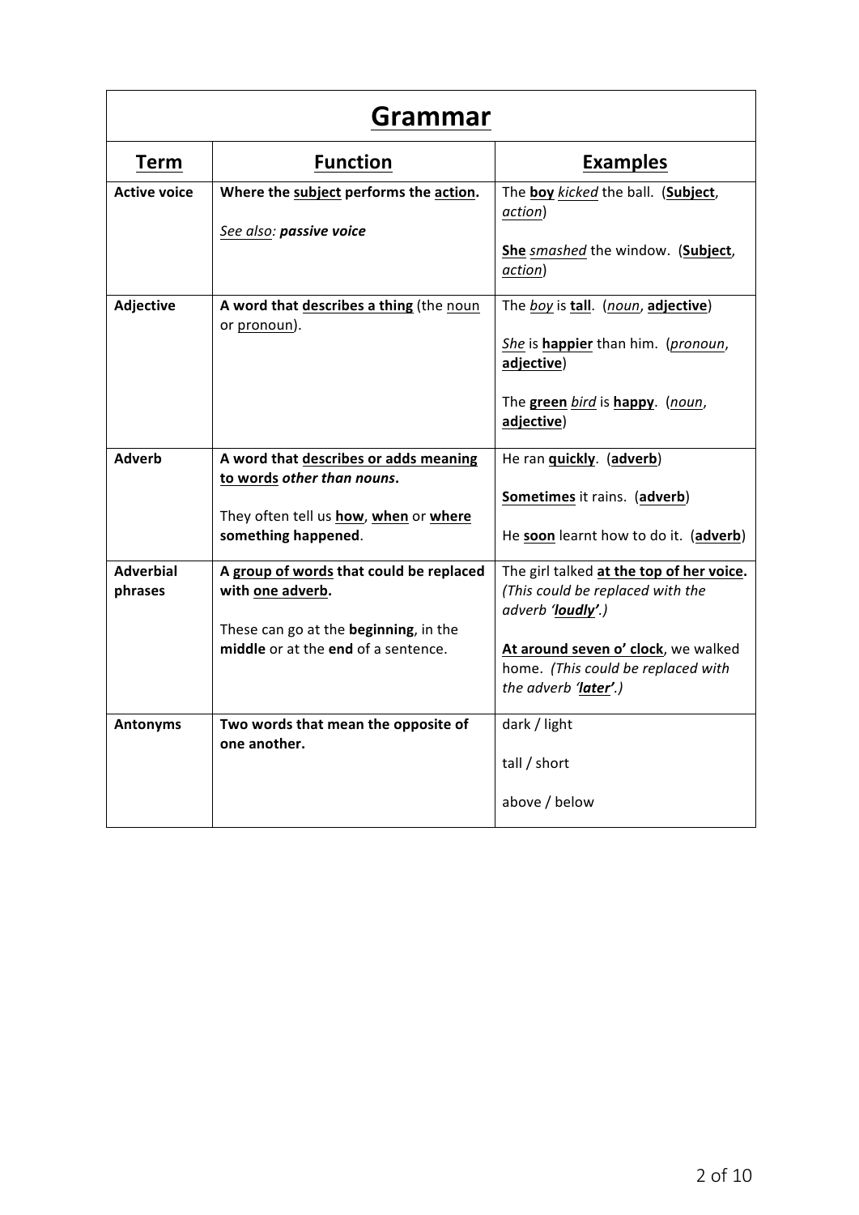# Grammar

| Term | Function | Examples |
| --- | --- | --- |
| **Active voice** | **Where the subject performs the action.**<br><br>*See also:* ***passive voice*** | The **boy** *kicked* the ball. (**Subject**, *action*)<br><br>**She** *smashed* the window. (**Subject**, *action*) |
| **Adjective** | **A word that describes a thing** (the noun or pronoun). | The *boy* is **tall**. (*noun*, **adjective**)<br><br>*She* is **happier** than him. (*pronoun*, **adjective**)<br><br>The **green** *bird* is **happy**. (*noun*, **adjective**) |
| **Adverb** | **A word that describes or adds meaning to words** ***other than nouns*****.**<br><br>They often tell us **how**, **when** or **where something happened**. | He ran **quickly**. (**adverb**)<br><br>**Sometimes** it rains. (**adverb**)<br><br>He **soon** learnt how to do it. (**adverb**) |
| **Adverbial phrases** | **A group of words that could be replaced with one adverb.**<br><br>These can go at the **beginning**, in the **middle** or at the **end** of a sentence. | The girl talked **at the top of her voice.** *(This could be replaced with the adverb '**loudly**'.)*<br><br>**At around seven o' clock**, we walked home. *(This could be replaced with the adverb '**later**'.)* |
| **Antonyms** | **Two words that mean the opposite of one another.** | dark / light<br><br>tall / short<br><br>above / below |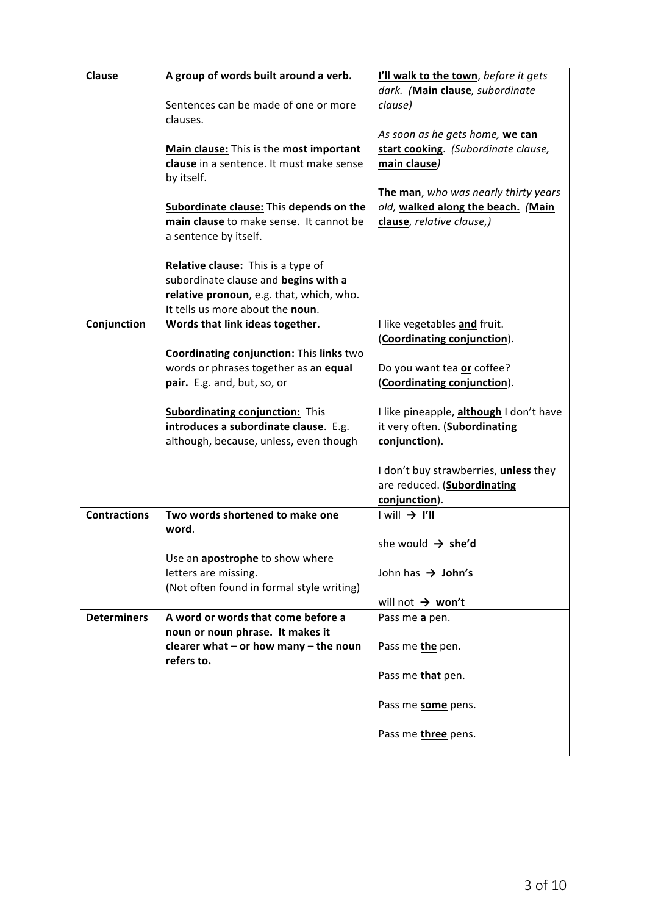| Clause | **A group of words built around a verb.**<br><br>Sentences can be made of one or more clauses.<br><br>**Main clause:** This is the **most important clause** in a sentence. It must make sense by itself.<br><br>**Subordinate clause:** This **depends on the main clause** to make sense. It cannot be a sentence by itself.<br><br>**Relative clause:** This is a type of subordinate clause and **begins with a relative pronoun**, e.g. that, which, who. It tells us more about the **noun**. | **I'll walk to the town**, *before it gets dark. (***Main clause***, subordinate clause)*<br><br>*As soon as he gets home,* **we can start cooking**. *(Subordinate clause,* **main clause***)*<br><br>**The man**, *who was nearly thirty years old,* **walked along the beach.** *(***Main clause***, relative clause,)* |
|---|---|---|
| **Conjunction** | **Words that link ideas together.**<br><br>**Coordinating conjunction:** This **links** two words or phrases together as an **equal pair.** E.g. and, but, so, or<br><br>**Subordinating conjunction:** This **introduces a subordinate clause**. E.g. although, because, unless, even though | I like vegetables **and** fruit. (**Coordinating conjunction**).<br><br>Do you want tea **or** coffee? (**Coordinating conjunction**).<br><br>I like pineapple, **although** I don't have it very often. (**Subordinating conjunction**).<br><br>I don't buy strawberries, **unless** they are reduced. (**Subordinating conjunction**). |
| **Contractions** | **Two words shortened to make one word**.<br><br>Use an **apostrophe** to show where letters are missing.<br>(Not often found in formal style writing) | I will → **I'll**<br><br>she would → **she'd**<br><br>John has → **John's**<br><br>will not → **won't** |
| **Determiners** | **A word or words that come before a noun or noun phrase. It makes it clearer what – or how many – the noun refers to.** | Pass me **a** pen.<br><br>Pass me **the** pen.<br><br>Pass me **that** pen.<br><br>Pass me **some** pens.<br><br>Pass me **three** pens. |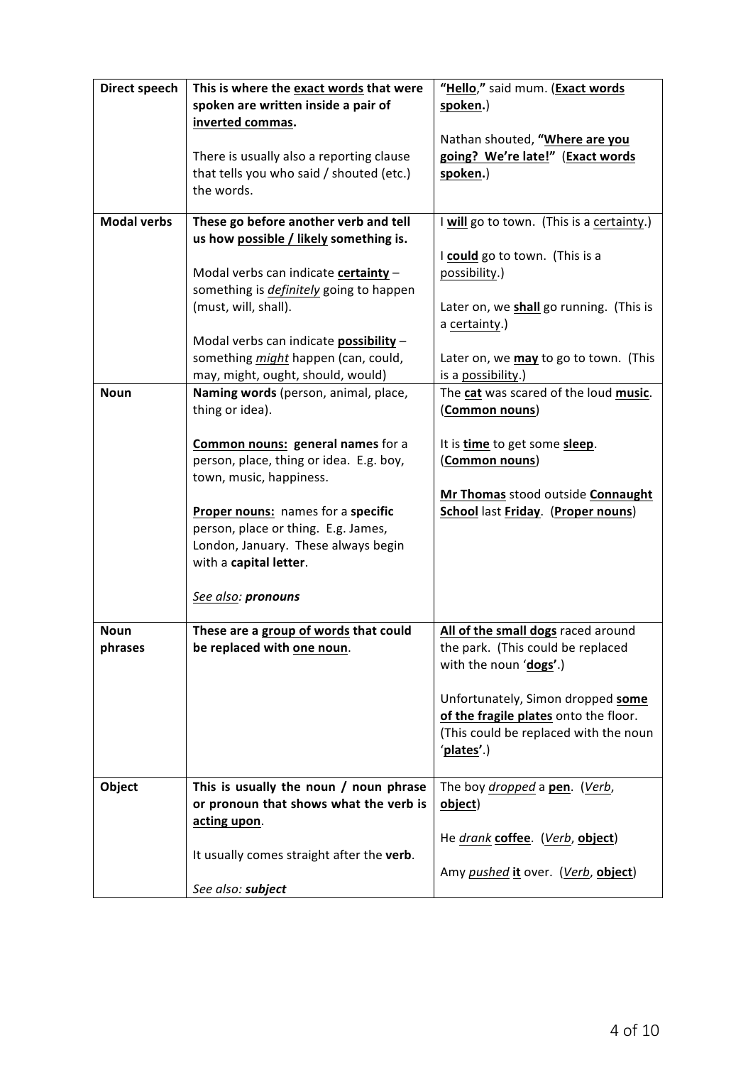| | | |
|---|---|---|
| **Direct speech** | **This is where the <u>exact words</u> that were spoken are written inside a pair of <u>inverted commas</u>.**<br><br>There is usually also a reporting clause that tells you who said / shouted (etc.) the words. | **"<u>Hello</u>,"** said mum. (**<u>Exact words spoken</u>.**)<br><br>Nathan shouted, **"<u>Where are you going? We're late!</u>"** (**<u>Exact words spoken</u>.**) |
| **Modal verbs** | **These go before another verb and tell us how <u>possible / likely</u> something is.**<br><br>Modal verbs can indicate **<u>certainty</u>** – something is <u>*definitely*</u> going to happen (must, will, shall).<br><br>Modal verbs can indicate **<u>possibility</u>** – something <u>*might*</u> happen (can, could, may, might, ought, should, would) | I **<u>will</u>** go to town. (This is a <u>certainty</u>.)<br><br>I **<u>could</u>** go to town. (This is a <u>possibility</u>.)<br><br>Later on, we **<u>shall</u>** go running. (This is a <u>certainty</u>.)<br><br>Later on, we **<u>may</u>** to go to town. (This is a <u>possibility</u>.) |
| **Noun** | **Naming words** (person, animal, place, thing or idea).<br><br>**<u>Common nouns:</u> general names** for a person, place, thing or idea. E.g. boy, town, music, happiness.<br><br>**<u>Proper nouns:</u>** names for a **specific** person, place or thing. E.g. James, London, January. These always begin with a **capital letter**.<br><br><u>*See also*</u>: ***pronouns*** | The **<u>cat</u>** was scared of the loud **<u>music</u>**. (**<u>Common nouns</u>**)<br><br>It is **<u>time</u>** to get some **<u>sleep</u>**. (**<u>Common nouns</u>**)<br><br>**<u>Mr Thomas</u>** stood outside **<u>Connaught School</u>** last **<u>Friday</u>**. (**<u>Proper nouns</u>**) |
| **Noun phrases** | **These are a <u>group of words</u> that could be replaced with <u>one noun</u>.** | **<u>All of the small dogs</u>** raced around the park. (This could be replaced with the noun '**<u>dogs</u>'**.)<br><br>Unfortunately, Simon dropped **<u>some of the fragile plates</u>** onto the floor. (This could be replaced with the noun '**<u>plates</u>'**.) |
| **Object** | **This is usually the noun / noun phrase or pronoun that shows what the verb is <u>acting upon</u>.**<br><br>It usually comes straight after the **verb**.<br><br>*See also: **subject*** | The boy <u>*dropped*</u> a **<u>pen</u>**. (<u>*Verb*</u>, **<u>object</u>**)<br><br>He <u>*drank*</u> **<u>coffee</u>**. (<u>*Verb*</u>, **<u>object</u>**)<br><br>Amy <u>*pushed*</u> **<u>it</u>** over. (<u>*Verb*</u>, **<u>object</u>**) |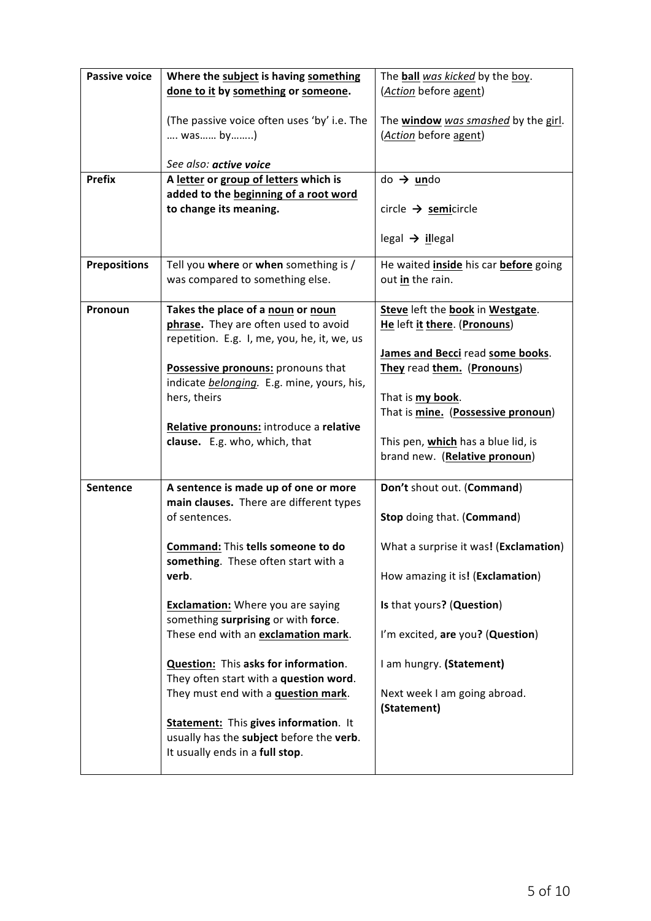| | | |
|---|---|---|
| **Passive voice** | **Where the <u>subject</u> is having <u>something done to it</u> by <u>something</u> or <u>someone</u>.**<br><br>(The passive voice often uses 'by' i.e. The …. was…… by……..)<br><br>*See also:* ***active voice*** | The **<u>ball</u>** *<u>was kicked</u>* by the <u>boy</u>.<br>(*<u>Action</u>* before <u>agent</u>)<br><br>The **<u>window</u>** *<u>was smashed</u>* by the <u>girl</u>.<br>(*<u>Action</u>* before <u>agent</u>) |
| **Prefix** | **A <u>letter</u> or <u>group of letters</u> which is added to the <u>beginning of a root word</u> to change its meaning.** | do → **<u>un</u>**do<br><br>circle → **<u>semi</u>**circle<br><br>legal → **<u>il</u>**legal |
| **Prepositions** | Tell you **where** or **when** something is / was compared to something else. | He waited **<u>inside</u>** his car **<u>before</u>** going out **<u>in</u>** the rain. |
| **Pronoun** | **Takes the place of a <u>noun</u> or <u>noun phrase</u>.** They are often used to avoid repetition. E.g. I, me, you, he, it, we, us<br><br>**<u>Possessive pronouns:</u>** pronouns that indicate *<u>belonging</u>*. E.g. mine, yours, his, hers, theirs<br><br>**<u>Relative pronouns:</u>** introduce a **relative clause.** E.g. who, which, that | **<u>Steve</u>** left the **<u>book</u>** in **<u>Westgate</u>**.<br>**<u>He</u>** left **<u>it</u>** **<u>there</u>**. (**<u>Pronouns</u>**)<br><br>**<u>James and Becci</u>** read **<u>some books</u>**.<br>**<u>They</u>** read **<u>them.</u>** (**<u>Pronouns</u>**)<br><br>That is **<u>my book</u>**.<br>That is **<u>mine.</u>** (**<u>Possessive pronoun</u>**)<br><br>This pen, **<u>which</u>** has a blue lid, is brand new. (**<u>Relative pronoun</u>**) |
| **Sentence** | **A sentence is made up of one or more main clauses.** There are different types of sentences.<br><br>**<u>Command:</u>** This **tells someone to do something**. These often start with a **verb**.<br><br>**<u>Exclamation:</u>** Where you are saying something **surprising** or with **force**. These end with an **<u>exclamation mark</u>**.<br><br>**<u>Question:</u>** This **asks for information**. They often start with a **question word**. They must end with a **<u>question mark</u>**.<br><br>**<u>Statement:</u>** This **gives information**. It usually has the **subject** before the **verb**. It usually ends in a **full stop**. | **Don't** shout out. (**Command**)<br><br>**Stop** doing that. (**Command**)<br><br>What a surprise it was**!** (**Exclamation**)<br><br>How amazing it is**!** (**Exclamation**)<br><br>**Is** that yours**?** (**Question**)<br><br>I'm excited, **are** you**?** (**Question**)<br><br>I am hungry. **(Statement)**<br><br>Next week I am going abroad. **(Statement)** |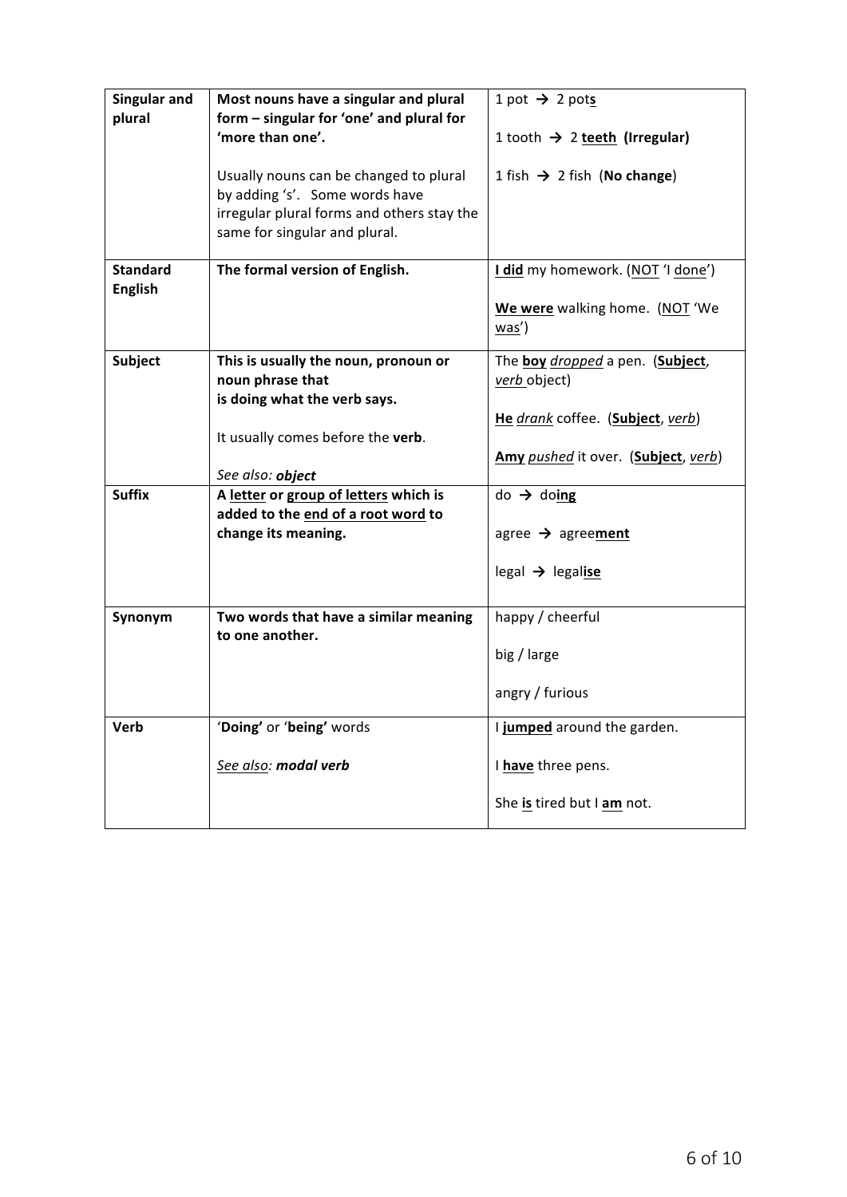| | | |
|---|---|---|
| **Singular and plural** | **Most nouns have a singular and plural form – singular for 'one' and plural for 'more than one'.**<br><br>Usually nouns can be changed to plural by adding 's'. Some words have irregular plural forms and others stay the same for singular and plural. | 1 pot → 2 pot**s**<br><br>1 tooth → 2 **teeth** **(Irregular)**<br><br>1 fish → 2 fish (**No change**) |
| **Standard English** | **The formal version of English.** | **I did** my homework. (NOT 'I done')<br><br>**We were** walking home. (NOT 'We was') |
| **Subject** | **This is usually the noun, pronoun or noun phrase that is doing what the verb says.**<br><br>It usually comes before the **verb**.<br><br>*See also:* ***object*** | The **boy** *dropped* a pen. (**Subject**, *verb* object)<br><br>**He** *drank* coffee. (**Subject**, *verb*)<br><br>**Amy** *pushed* it over. (**Subject**, *verb*) |
| **Suffix** | **A letter or group of letters which is added to the end of a root word to change its meaning.** | do → do**ing**<br><br>agree → agree**ment**<br><br>legal → legal**ise** |
| **Synonym** | **Two words that have a similar meaning to one another.** | happy / cheerful<br><br>big / large<br><br>angry / furious |
| **Verb** | '**Doing**' or '**being**' words<br><br>*See also:* ***modal verb*** | I **jumped** around the garden.<br><br>I **have** three pens.<br><br>She **is** tired but I **am** not. |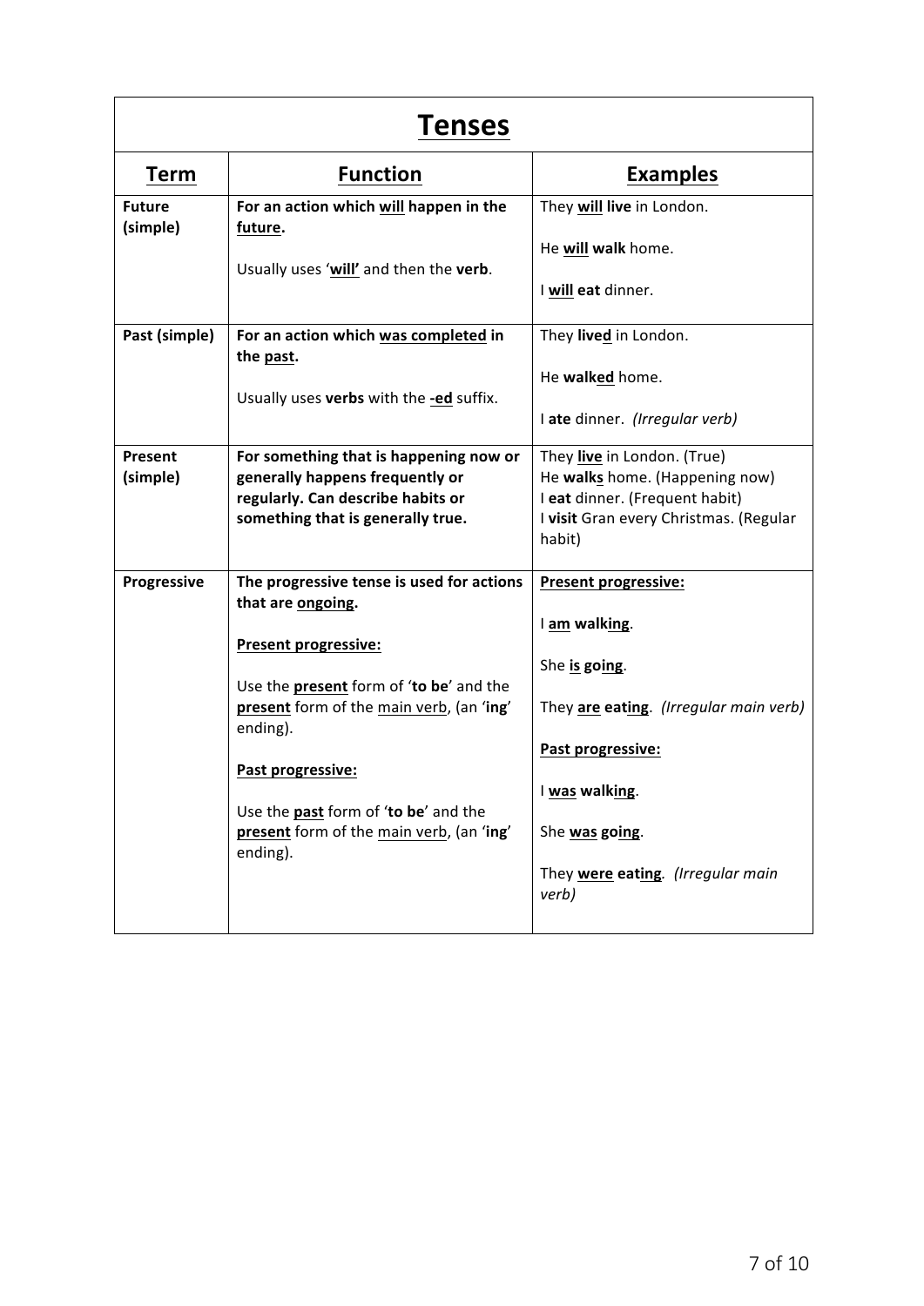# Tenses

| Term | Function | Examples |
| --- | --- | --- |
| **Future (simple)** | **For an action which will happen in the future.** <br><br> Usually uses '**will**' and then the **verb**. | They **will live** in London. <br><br> He **will walk** home. <br><br> I **will eat** dinner. |
| **Past (simple)** | **For an action which was completed in the past.** <br><br> Usually uses **verbs** with the **-ed** suffix. | They **lived** in London. <br><br> He **walked** home. <br><br> I **ate** dinner. *(Irregular verb)* |
| **Present (simple)** | **For something that is happening now or generally happens frequently or regularly. Can describe habits or something that is generally true.** | They **live** in London. (True) <br> He **walks** home. (Happening now) <br> I **eat** dinner. (Frequent habit) <br> I **visit** Gran every Christmas. (Regular habit) |
| **Progressive** | **The progressive tense is used for actions that are ongoing.** <br><br> **Present progressive:** <br><br> Use the **present** form of '**to be**' and the **present** form of the main verb, (an '**ing**' ending). <br><br> **Past progressive:** <br><br> Use the **past** form of '**to be**' and the **present** form of the main verb, (an '**ing**' ending). | **Present progressive:** <br><br> I **am walking**. <br><br> She **is going**. <br><br> They **are eating**. *(Irregular main verb)* <br><br> **Past progressive:** <br><br> I **was walking**. <br><br> She **was going**. <br><br> They **were eating**. *(Irregular main verb)* |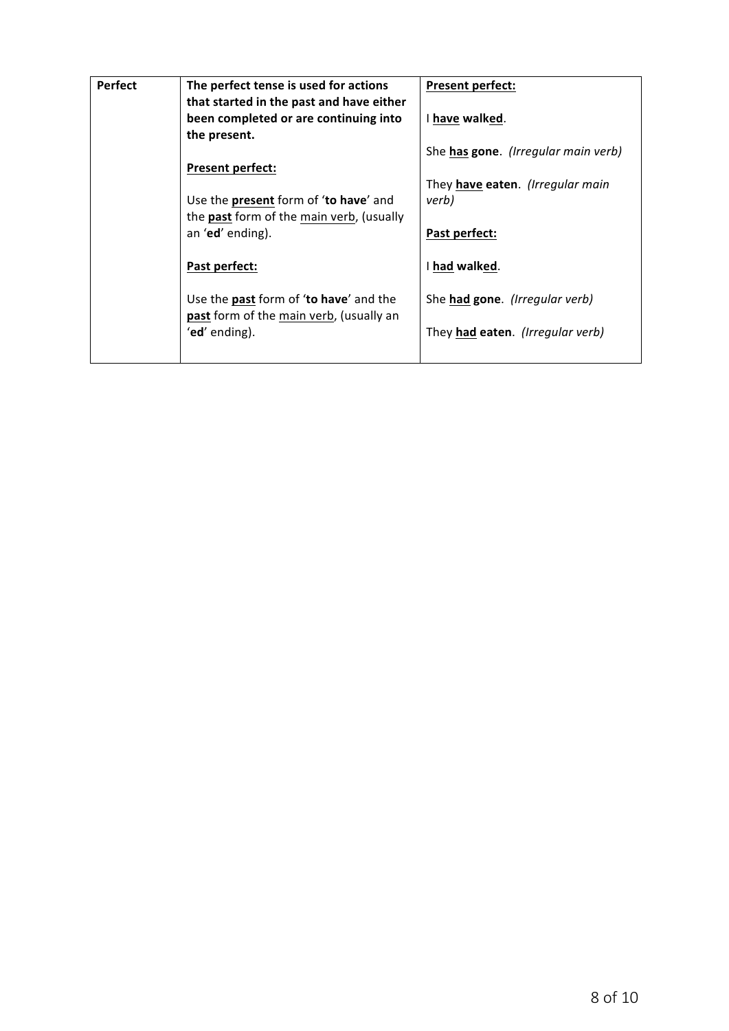| Perfect | **The perfect tense is used for actions that started in the past and have either been completed or are continuing into the present.**<br><br>**Present perfect:**<br><br>Use the **present** form of '**to have**' and the **past** form of the main verb, (usually an '**ed**' ending).<br><br>**Past perfect:**<br><br>Use the **past** form of '**to have**' and the **past** form of the main verb, (usually an '**ed**' ending). | **Present perfect:**<br><br>I **have walked**.<br><br>She **has gone**. *(Irregular main verb)*<br><br>They **have eaten**. *(Irregular main verb)*<br><br>**Past perfect:**<br><br>I **had walked**.<br><br>She **had gone**. *(Irregular verb)*<br><br>They **had eaten**. *(Irregular verb)* |
|---|---|---|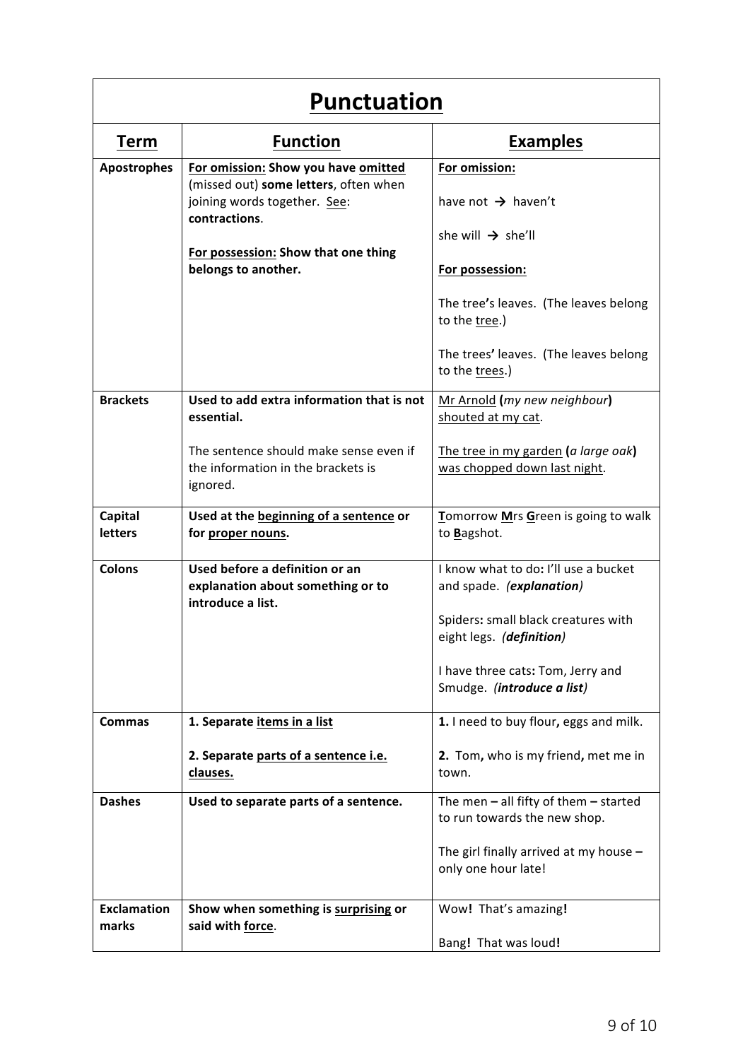# Punctuation

| Term | Function | Examples |
|---|---|---|
| **Apostrophes** | <u>**For omission:**</u> **Show you have** <u>**omitted**</u> (missed out) **some letters**, often when joining words together. <u>See</u>: **contractions**.<br><br><u>**For possession:**</u> **Show that one thing belongs to another.** | <u>**For omission:**</u><br><br>have not → haven't<br><br>she will → she'll<br><br><u>**For possession:**</u><br><br>The tree**'**s leaves. (The leaves belong to the <u>tree</u>.)<br><br>The trees**'** leaves. (The leaves belong to the <u>trees</u>.) |
| **Brackets** | **Used to add extra information that is not essential.**<br><br>The sentence should make sense even if the information in the brackets is ignored. | <u>Mr Arnold</u> **(***my new neighbour***)** <u>shouted at my cat</u>.<br><br><u>The tree in my garden</u> **(***a large oak***)** <u>was chopped down last night</u>. |
| **Capital letters** | **Used at the** <u>**beginning of a sentence**</u> **or for** <u>**proper nouns**</u>**.** | <u>**T**</u>omorrow <u>**M**</u>rs <u>**G**</u>reen is going to walk to <u>**B**</u>agshot. |
| **Colons** | **Used before a definition or an explanation about something or to introduce a list.** | I know what to do**:** I'll use a bucket and spade. *(**explanation**)*<br><br>Spiders**:** small black creatures with eight legs. *(**definition**)*<br><br>I have three cats**:** Tom, Jerry and Smudge. *(**introduce a list**)* |
| **Commas** | **1. Separate** <u>**items in a list**</u><br><br>**2. Separate** <u>**parts of a sentence i.e. clauses.**</u> | **1.** I need to buy flour**,** eggs and milk.<br><br>**2.** Tom**,** who is my friend**,** met me in town. |
| **Dashes** | **Used to separate parts of a sentence.** | The men **–** all fifty of them **–** started to run towards the new shop.<br><br>The girl finally arrived at my house **–** only one hour late! |
| **Exclamation marks** | **Show when something is** <u>**surprising**</u> **or said with** <u>**force**</u>. | Wow**!** That's amazing**!**<br><br>Bang**!** That was loud**!** |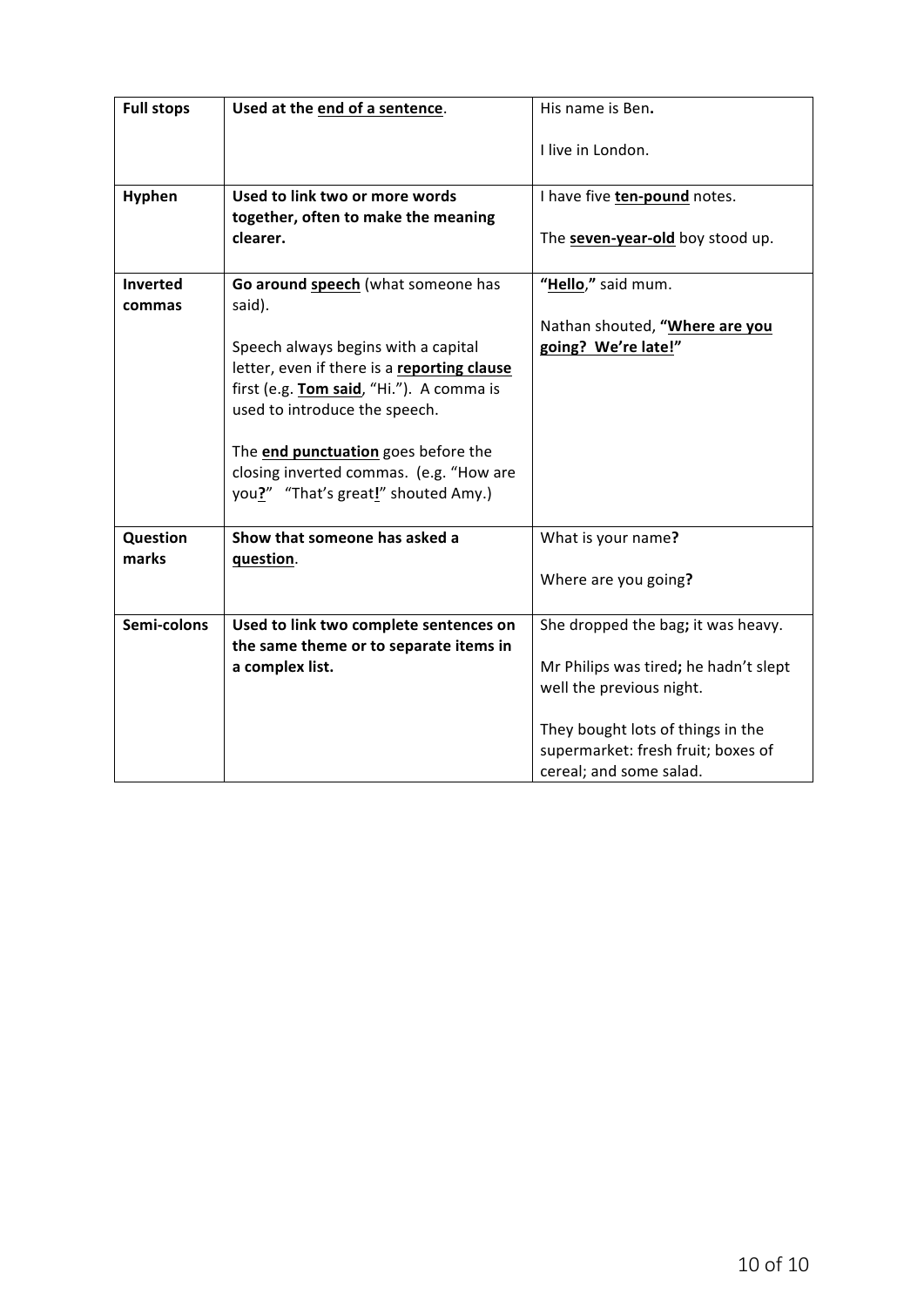| | | |
|---|---|---|
| **Full stops** | **Used at the <u>end of a sentence</u>**. | His name is Ben**.**<br><br>I live in London. |
| **Hyphen** | **Used to link two or more words together, often to make the meaning clearer.** | I have five **<u>ten-pound</u>** notes.<br><br>The **<u>seven-year-old</u>** boy stood up. |
| **Inverted commas** | **Go around <u>speech</u>** (what someone has said).<br><br>Speech always begins with a capital letter, even if there is a **<u>reporting clause</u>** first (e.g. **<u>Tom said</u>**, "Hi."). A comma is used to introduce the speech.<br><br>The **<u>end punctuation</u>** goes before the closing inverted commas. (e.g. "How are you**<u>?</u>**" "That's great**<u>!</u>**" shouted Amy.) | **"<u>Hello</u>,"** said mum.<br><br>Nathan shouted, **"<u>Where are you going? We're late!</u>"** |
| **Question marks** | **Show that someone has asked a <u>question</u>**. | What is your name**?**<br><br>Where are you going**?** |
| **Semi-colons** | **Used to link two complete sentences on the same theme or to separate items in a complex list.** | She dropped the bag**;** it was heavy.<br><br>Mr Philips was tired**;** he hadn't slept well the previous night.<br><br>They bought lots of things in the supermarket: fresh fruit; boxes of cereal; and some salad. |